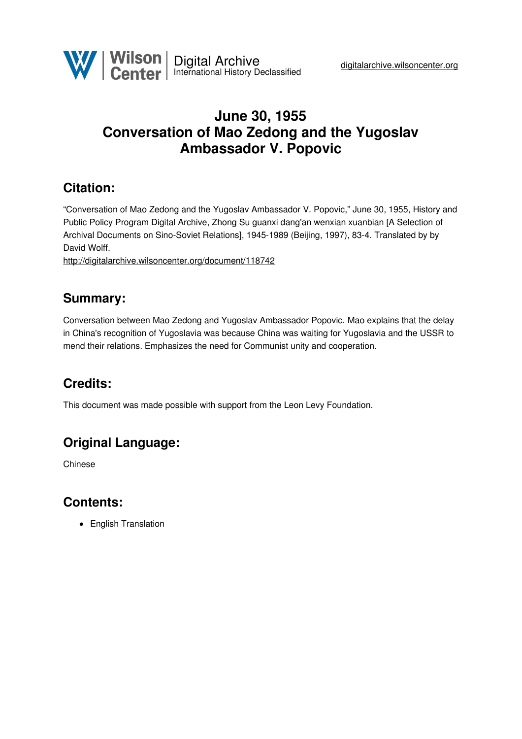Wilson Center Digital Archive
International History Declassified

digitalarchive.wilsoncenter.org

# June 30, 1955
# Conversation of Mao Zedong and the Yugoslav Ambassador V. Popovic

## Citation:

"Conversation of Mao Zedong and the Yugoslav Ambassador V. Popovic," June 30, 1955, History and Public Policy Program Digital Archive, Zhong Su guanxi dang'an wenxian xuanbian [A Selection of Archival Documents on Sino-Soviet Relations], 1945-1989 (Beijing, 1997), 83-4. Translated by by David Wolff.

http://digitalarchive.wilsoncenter.org/document/118742

## Summary:

Conversation between Mao Zedong and Yugoslav Ambassador Popovic. Mao explains that the delay in China's recognition of Yugoslavia was because China was waiting for Yugoslavia and the USSR to mend their relations. Emphasizes the need for Communist unity and cooperation.

## Credits:

This document was made possible with support from the Leon Levy Foundation.

## Original Language:

Chinese

## Contents:

- English Translation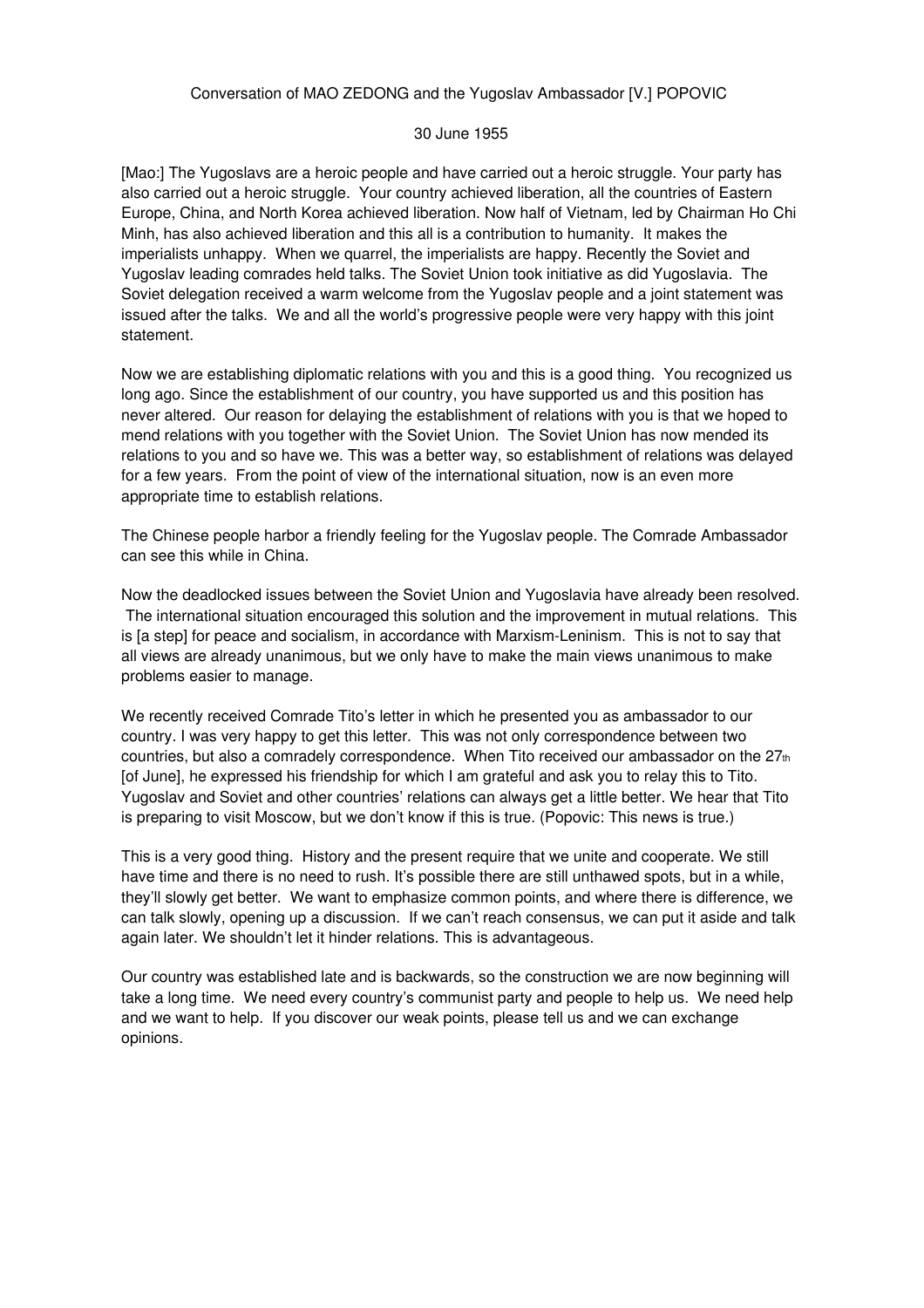Conversation of MAO ZEDONG and the Yugoslav Ambassador [V.] POPOVIC

30 June 1955

[Mao:] The Yugoslavs are a heroic people and have carried out a heroic struggle. Your party has also carried out a heroic struggle. Your country achieved liberation, all the countries of Eastern Europe, China, and North Korea achieved liberation. Now half of Vietnam, led by Chairman Ho Chi Minh, has also achieved liberation and this all is a contribution to humanity. It makes the imperialists unhappy. When we quarrel, the imperialists are happy. Recently the Soviet and Yugoslav leading comrades held talks. The Soviet Union took initiative as did Yugoslavia. The Soviet delegation received a warm welcome from the Yugoslav people and a joint statement was issued after the talks. We and all the world's progressive people were very happy with this joint statement.

Now we are establishing diplomatic relations with you and this is a good thing. You recognized us long ago. Since the establishment of our country, you have supported us and this position has never altered. Our reason for delaying the establishment of relations with you is that we hoped to mend relations with you together with the Soviet Union. The Soviet Union has now mended its relations to you and so have we. This was a better way, so establishment of relations was delayed for a few years. From the point of view of the international situation, now is an even more appropriate time to establish relations.

The Chinese people harbor a friendly feeling for the Yugoslav people. The Comrade Ambassador can see this while in China.

Now the deadlocked issues between the Soviet Union and Yugoslavia have already been resolved. The international situation encouraged this solution and the improvement in mutual relations. This is [a step] for peace and socialism, in accordance with Marxism-Leninism. This is not to say that all views are already unanimous, but we only have to make the main views unanimous to make problems easier to manage.

We recently received Comrade Tito's letter in which he presented you as ambassador to our country. I was very happy to get this letter. This was not only correspondence between two countries, but also a comradely correspondence. When Tito received our ambassador on the 27th [of June], he expressed his friendship for which I am grateful and ask you to relay this to Tito. Yugoslav and Soviet and other countries' relations can always get a little better. We hear that Tito is preparing to visit Moscow, but we don't know if this is true. (Popovic: This news is true.)

This is a very good thing. History and the present require that we unite and cooperate. We still have time and there is no need to rush. It's possible there are still unthawed spots, but in a while, they'll slowly get better. We want to emphasize common points, and where there is difference, we can talk slowly, opening up a discussion. If we can't reach consensus, we can put it aside and talk again later. We shouldn't let it hinder relations. This is advantageous.

Our country was established late and is backwards, so the construction we are now beginning will take a long time. We need every country's communist party and people to help us. We need help and we want to help. If you discover our weak points, please tell us and we can exchange opinions.